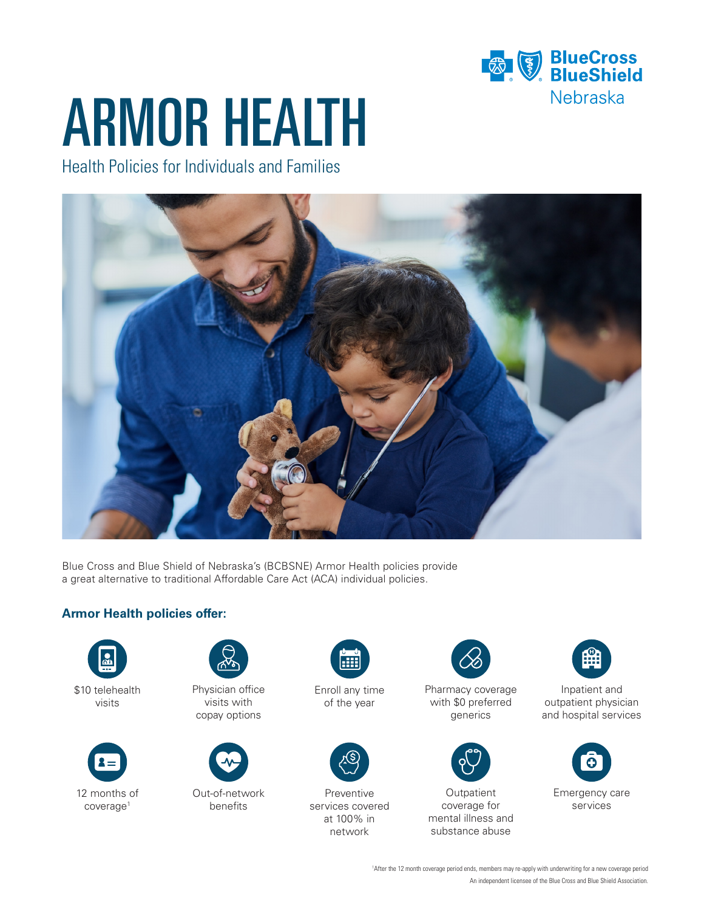BlueCross BlueShield Nebraska

# ARMOR HEALTH

## Health Policies for Individuals and Families

Blue Cross and Blue Shield of Nebraska's (BCBSNE) Armor Health policies provide a great alternative to traditional Affordable Care Act (ACA) individual policies.

### Armor Health policies offer:

- $10 telehealth visits
- Physician office visits with copay options
- Enroll any time of the year
- Pharmacy coverage with $0 preferred generics
- Inpatient and outpatient physician and hospital services
- 12 months of coverage[1]
- Out-of-network benefits
- Preventive services covered at 100% in network
- Outpatient coverage for mental illness and substance abuse
- Emergency care services

[1]After the 12 month coverage period ends, members may re-apply with underwriting for a new coverage period

An independent licensee of the Blue Cross and Blue Shield Association.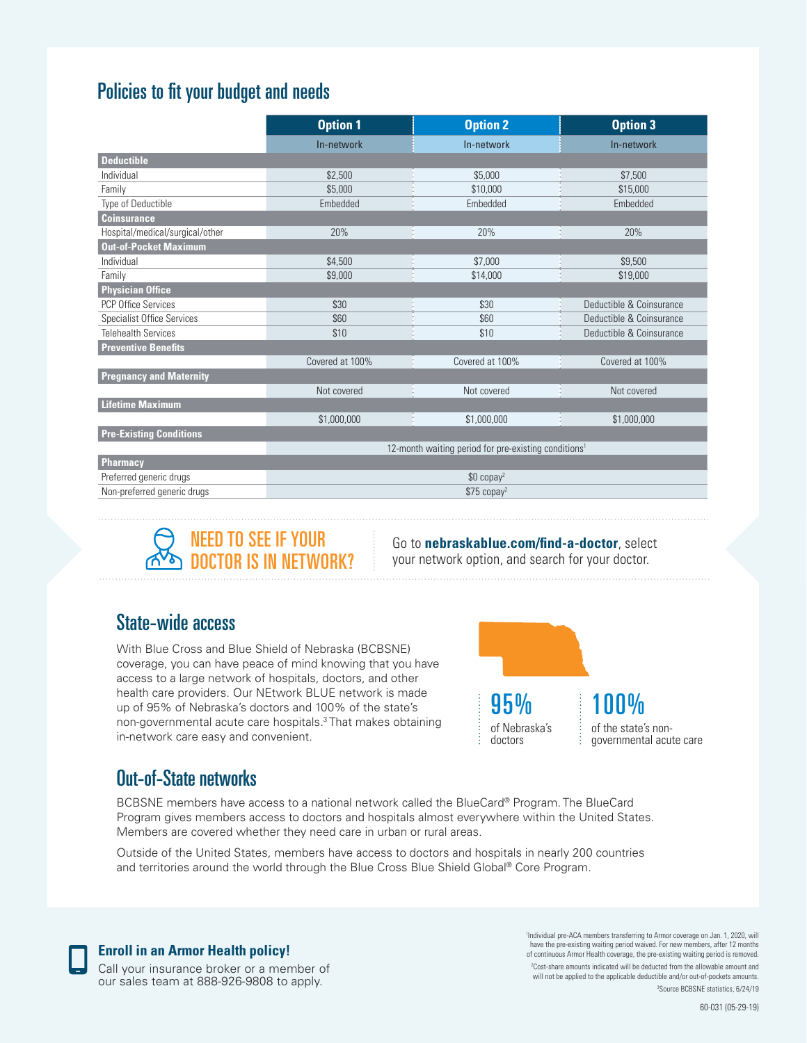## Policies to fit your budget and needs

| | Option 1 | Option 2 | Option 3 |
|---|---|---|---|
| | In-network | In-network | In-network |
| **Deductible** | | | |
| Individual | $2,500 | $5,000 | $7,500 |
| Family | $5,000 | $10,000 | $15,000 |
| Type of Deductible | Embedded | Embedded | Embedded |
| **Coinsurance** | | | |
| Hospital/medical/surgical/other | 20% | 20% | 20% |
| **Out-of-Pocket Maximum** | | | |
| Individual | $4,500 | $7,000 | $9,500 |
| Family | $9,000 | $14,000 | $19,000 |
| **Physician Office** | | | |
| PCP Office Services | $30 | $30 | Deductible & Coinsurance |
| Specialist Office Services | $60 | $60 | Deductible & Coinsurance |
| Telehealth Services | $10 | $10 | Deductible & Coinsurance |
| **Preventive Benefits** | | | |
| | Covered at 100% | Covered at 100% | Covered at 100% |
| **Pregnancy and Maternity** | | | |
| | Not covered | Not covered | Not covered |
| **Lifetime Maximum** | | | |
| | $1,000,000 | $1,000,000 | $1,000,000 |
| **Pre-Existing Conditions** | | | |
| | 12-month waiting period for pre-existing conditions[1] | | |
| **Pharmacy** | | | |
| Preferred generic drugs | $0 copay[2] | | |
| Non-preferred generic drugs | $75 copay[2] | | |

**NEED TO SEE IF YOUR DOCTOR IS IN NETWORK?**

Go to **nebraskablue.com/find-a-doctor**, select your network option, and search for your doctor.

## State-wide access

With Blue Cross and Blue Shield of Nebraska (BCBSNE) coverage, you can have peace of mind knowing that you have access to a large network of hospitals, doctors, and other health care providers. Our NEtwork BLUE network is made up of 95% of Nebraska's doctors and 100% of the state's non-governmental acute care hospitals.[3] That makes obtaining in-network care easy and convenient.

**95%**
of Nebraska's doctors

**100%**
of the state's non-governmental acute care

## Out-of-State networks

BCBSNE members have access to a national network called the BlueCard® Program. The BlueCard Program gives members access to doctors and hospitals almost everywhere within the United States. Members are covered whether they need care in urban or rural areas.

Outside of the United States, members have access to doctors and hospitals in nearly 200 countries and territories around the world through the Blue Cross Blue Shield Global® Core Program.

**Enroll in an Armor Health policy!**

Call your insurance broker or a member of our sales team at 888-926-9808 to apply.

[1]Individual pre-ACA members transferring to Armor coverage on Jan. 1, 2020, will have the pre-existing waiting period waived. For new members, after 12 months of continuous Armor Health coverage, the pre-existing waiting period is removed.

[2]Cost-share amounts indicated will be deducted from the allowable amount and will not be applied to the applicable deductible and/or out-of-pockets amounts.

[3]Source BCBSNE statistics, 6/24/19

60-031 (05-29-19)